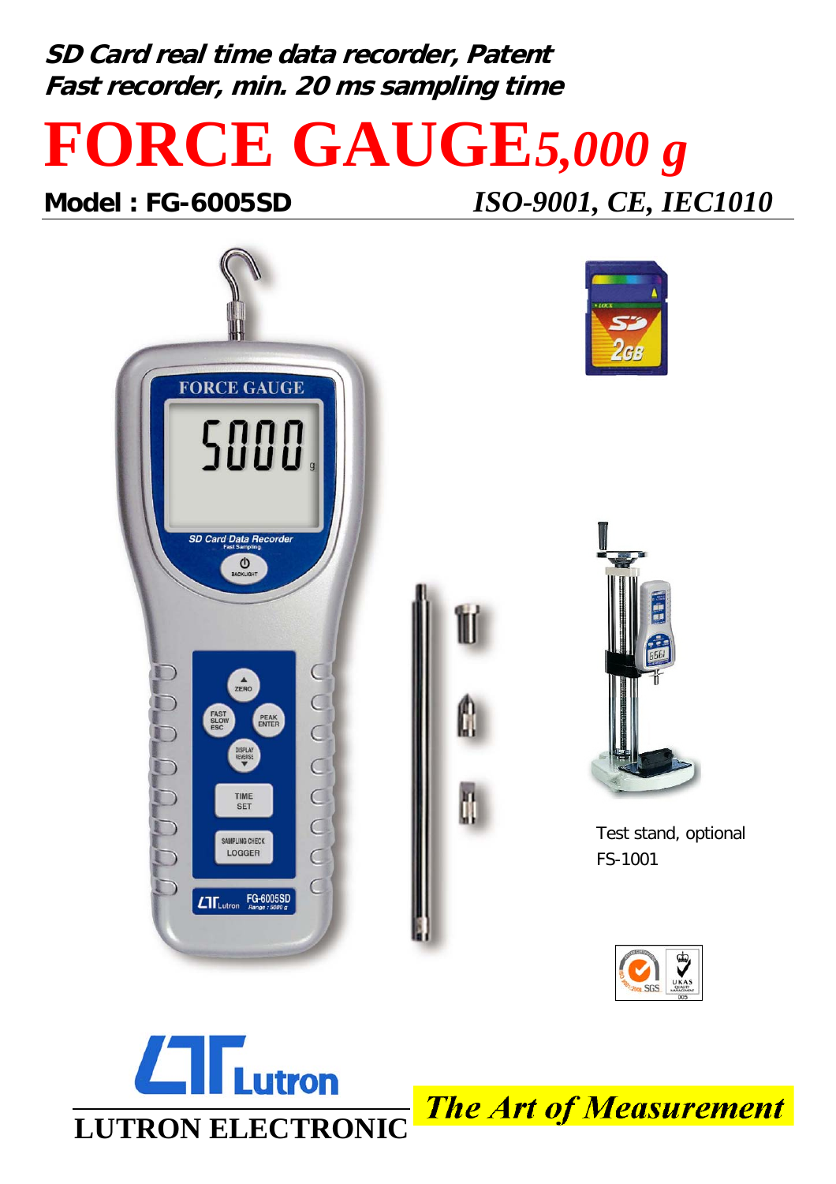***SD Card real time data recorder, Patent***
***Fast recorder, min. 20 ms sampling time***

# FORCE GAUGE *5,000 g*

**Model : FG-6005SD** *ISO-9001, CE, IEC1010*

Test stand, optional
FS-1001

**LUTRON ELECTRONIC**

***The Art of Measurement***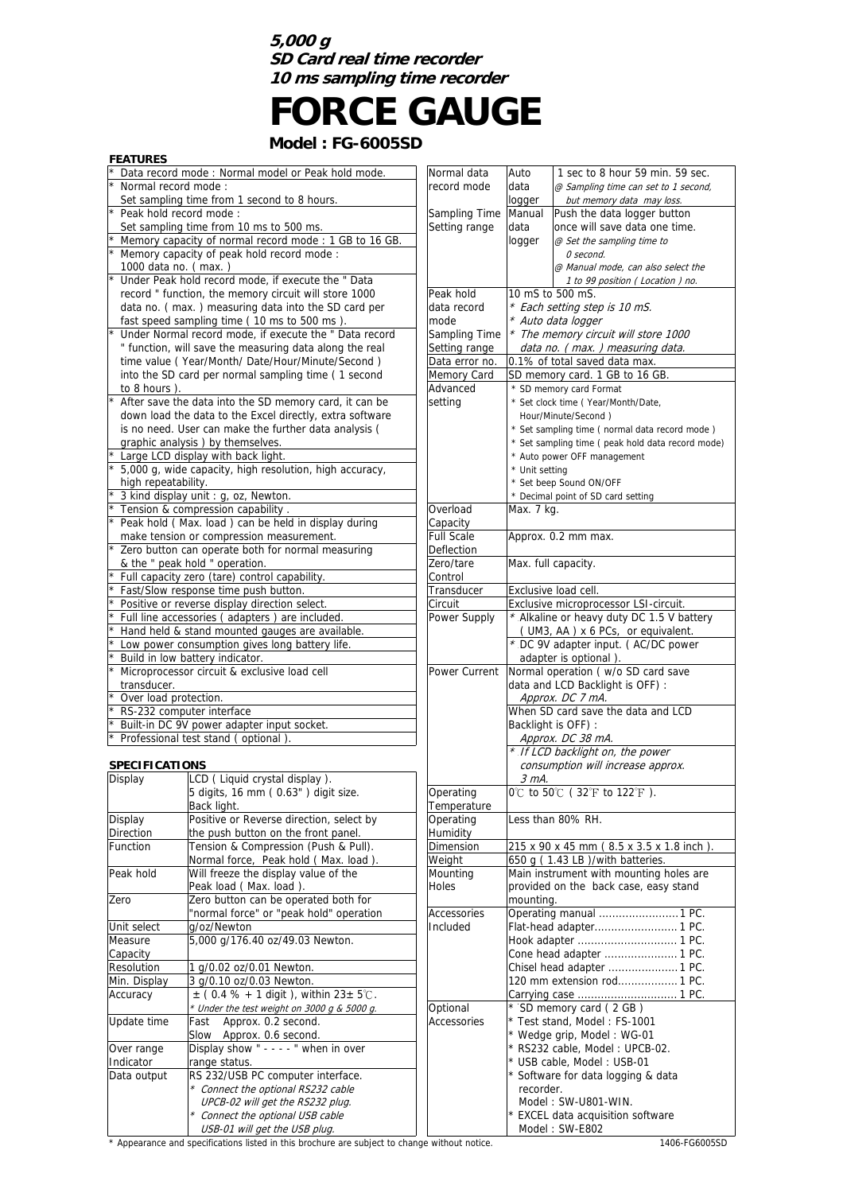**5,000 g**
**SD Card real time recorder**
**10 ms sampling time recorder**

# FORCE GAUGE

**Model : FG-6005SD**

## FEATURES

| |
|---|
| * Data record mode : Normal model or Peak hold mode. |
| * Normal record mode : Set sampling time from 1 second to 8 hours. |
| * Peak hold record mode : Set sampling time from 10 ms to 500 ms. |
| * Memory capacity of normal record mode : 1 GB to 16 GB. |
| * Memory capacity of peak hold record mode : 1000 data no. ( max. ) |
| * Under Peak hold record mode, if execute the " Data record " function, the memory circuit will store 1000 data no. ( max. ) measuring data into the SD card per fast speed sampling time ( 10 ms to 500 ms ). |
| * Under Normal record mode, if execute the " Data record " function, will save the measuring data along the real time value ( Year/Month/ Date/Hour/Minute/Second ) into the SD card per normal sampling time ( 1 second to 8 hours ). |
| * After save the data into the SD memory card, it can be down load the data to the Excel directly, extra software is no need. User can make the further data analysis ( graphic analysis ) by themselves. |
| * Large LCD display with back light. |
| * 5,000 g, wide capacity, high resolution, high accuracy, high repeatability. |
| * 3 kind display unit : g, oz, Newton. |
| * Tension & compression capability . |
| * Peak hold ( Max. load ) can be held in display during make tension or compression measurement. |
| * Zero button can operate both for normal measuring & the " peak hold " operation. |
| * Full capacity zero (tare) control capability. |
| * Fast/Slow response time push button. |
| * Positive or reverse display direction select. |
| * Full line accessories ( adapters ) are included. |
| * Hand held & stand mounted gauges are available. |
| * Low power consumption gives long battery life. |
| * Build in low battery indicator. |
| * Microprocessor circuit & exclusive load cell transducer. |
| * Over load protection. |
| * RS-232 computer interface |
| * Built-in DC 9V power adapter input socket. |
| * Professional test stand ( optional ). |

## SPECIFICATIONS

| | |
|---|---|
| Display | LCD ( Liquid crystal display ). 5 digits, 16 mm ( 0.63" ) digit size. Back light. |
| Display Direction | Positive or Reverse direction, select by the push button on the front panel. |
| Function | Tension & Compression (Push & Pull). Normal force, Peak hold ( Max. load ). |
| Peak hold | Will freeze the display value of the Peak load ( Max. load ). |
| Zero | Zero button can be operated both for "normal force" or "peak hold" operation |
| Unit select | g/oz/Newton |
| Measure Capacity | 5,000 g/176.40 oz/49.03 Newton. |
| Resolution | 1 g/0.02 oz/0.01 Newton. |
| Min. Display | 3 g/0.10 oz/0.03 Newton. |
| Accuracy | ± ( 0.4 % + 1 digit ), within 23± 5℃. *\* Under the test weight on 3000 g & 5000 g.* |
| Update time | Fast Approx. 0.2 second. Slow Approx. 0.6 second. |
| Over range Indicator | Display show " - - - - " when in over range status. |
| Data output | RS 232/USB PC computer interface. *\* Connect the optional RS232 cable UPCB-02 will get the RS232 plug.* *\* Connect the optional USB cable USB-01 will get the USB plug.* |

| | | |
|---|---|---|
| Normal data record mode Sampling Time Setting range | Auto data logger | 1 sec to 8 hour 59 min. 59 sec. *@ Sampling time can set to 1 second, but memory data may loss.* |
| | Manual data logger | Push the data logger button once will save data one time. *@ Set the sampling time to 0 second.* *@ Manual mode, can also select the 1 to 99 position ( Location ) no.* |
| Peak hold data record mode Sampling Time Setting range | 10 mS to 500 mS. *\* Each setting step is 10 mS.* *\* Auto data logger* *\* The memory circuit will store 1000 data no. ( max. ) measuring data.* | |
| Data error no. | 0.1% of total saved data max. | |
| Memory Card | SD memory card. 1 GB to 16 GB. | |
| Advanced setting | * SD memory card Format * Set clock time ( Year/Month/Date, Hour/Minute/Second ) * Set sampling time ( normal data record mode ) * Set sampling time ( peak hold data record mode) * Auto power OFF management * Unit setting * Set beep Sound ON/OFF * Decimal point of SD card setting | |
| Overload Capacity | Max. 7 kg. | |
| Full Scale Deflection | Approx. 0.2 mm max. | |
| Zero/tare Control | Max. full capacity. | |
| Transducer | Exclusive load cell. | |
| Circuit | Exclusive microprocessor LSI-circuit. | |
| Power Supply | * Alkaline or heavy duty DC 1.5 V battery ( UM3, AA ) x 6 PCs, or equivalent. * DC 9V adapter input. ( AC/DC power adapter is optional ). | |
| Power Current | Normal operation ( w/o SD card save data and LCD Backlight is OFF) : *Approx. DC 7 mA.* When SD card save the data and LCD Backlight is OFF) : *Approx. DC 38 mA.* *\* If LCD backlight on, the power consumption will increase approx. 3 mA.* | |
| Operating Temperature | 0℃ to 50℃ ( 32℉ to 122℉ ). | |
| Operating Humidity | Less than 80% RH. | |
| Dimension | 215 x 90 x 45 mm ( 8.5 x 3.5 x 1.8 inch ). | |
| Weight | 650 g ( 1.43 LB )/with batteries. | |
| Mounting Holes | Main instrument with mounting holes are provided on the back case, easy stand mounting. | |
| Accessories Included | Operating manual ........................ 1 PC. Flat-head adapter......................... 1 PC. Hook adapter .............................. 1 PC. Cone head adapter ...................... 1 PC. Chisel head adapter ..................... 1 PC. 120 mm extension rod.................. 1 PC. Carrying case .............................. 1 PC. | |
| Optional Accessories | * SD memory card ( 2 GB ) * Test stand, Model : FS-1001 * Wedge grip, Model : WG-01 * RS232 cable, Model : UPCB-02. * USB cable, Model : USB-01 * Software for data logging & data recorder. Model : SW-U801-WIN. * EXCEL data acquisition software Model : SW-E802 | |

* Appearance and specifications listed in this brochure are subject to change without notice.

1406-FG6005SD